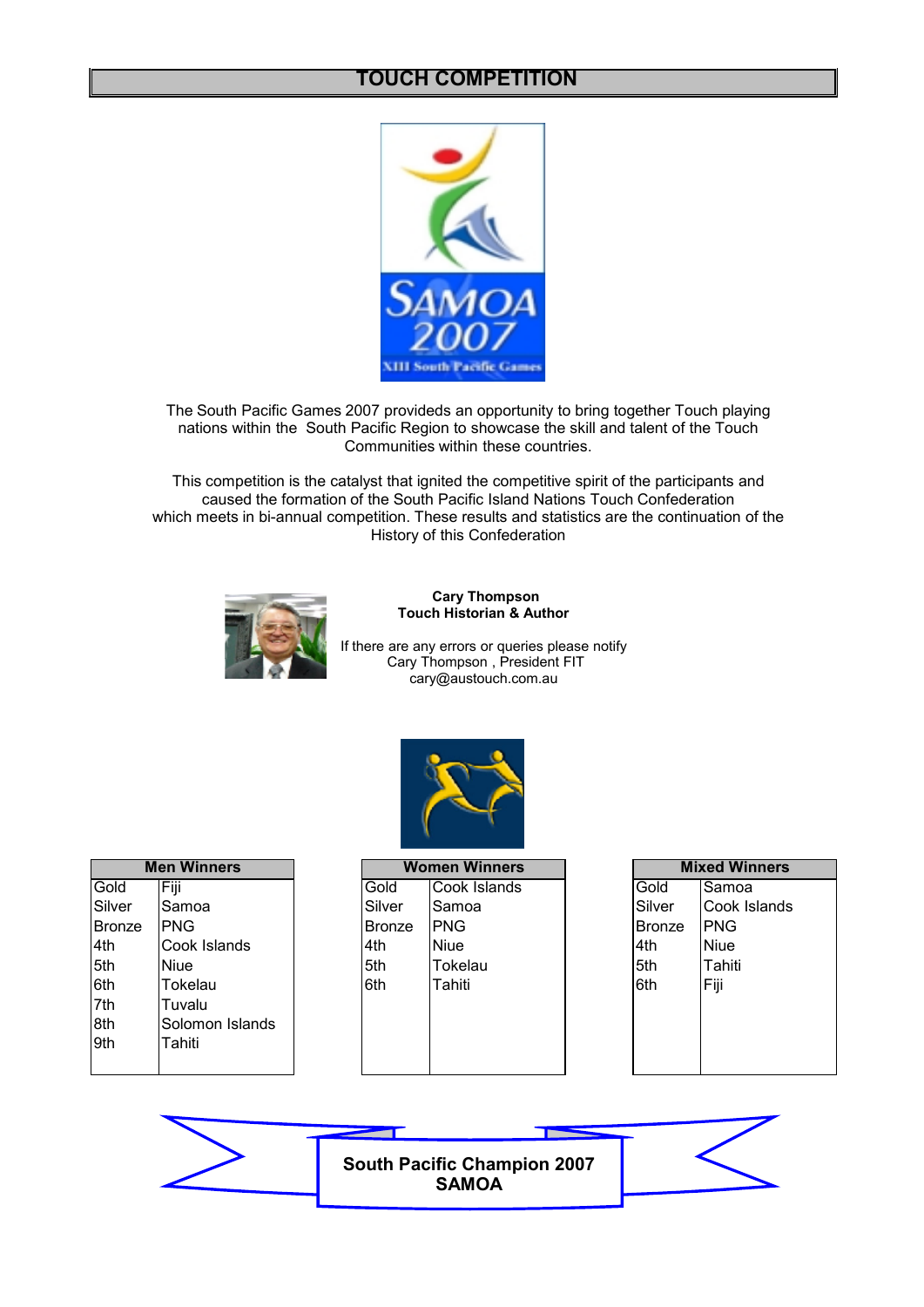# TOUCH COMPETITION

The South Pacific Games 2007 provideds an opportunity to bring together Touch playing nations within the South Pacific Region to showcase the skill and talent of the Touch Communities within these countries.

This competition is the catalyst that ignited the competitive spirit of the participants and caused the formation of the South Pacific Island Nations Touch Confederation which meets in bi-annual competition. These results and statistics are the continuation of the History of this Confederation

**Cary Thompson**
**Touch Historian & Author**

If there are any errors or queries please notify
Cary Thompson , President FIT
cary@austouch.com.au

| Men Winners | |
|---|---|
| Gold | Fiji |
| Silver | Samoa |
| Bronze | PNG |
| 4th | Cook Islands |
| 5th | Niue |
| 6th | Tokelau |
| 7th | Tuvalu |
| 8th | Solomon Islands |
| 9th | Tahiti |

| Women Winners | |
|---|---|
| Gold | Cook Islands |
| Silver | Samoa |
| Bronze | PNG |
| 4th | Niue |
| 5th | Tokelau |
| 6th | Tahiti |

| Mixed Winners | |
|---|---|
| Gold | Samoa |
| Silver | Cook Islands |
| Bronze | PNG |
| 4th | Niue |
| 5th | Tahiti |
| 6th | Fiji |

**South Pacific Champion 2007**
**SAMOA**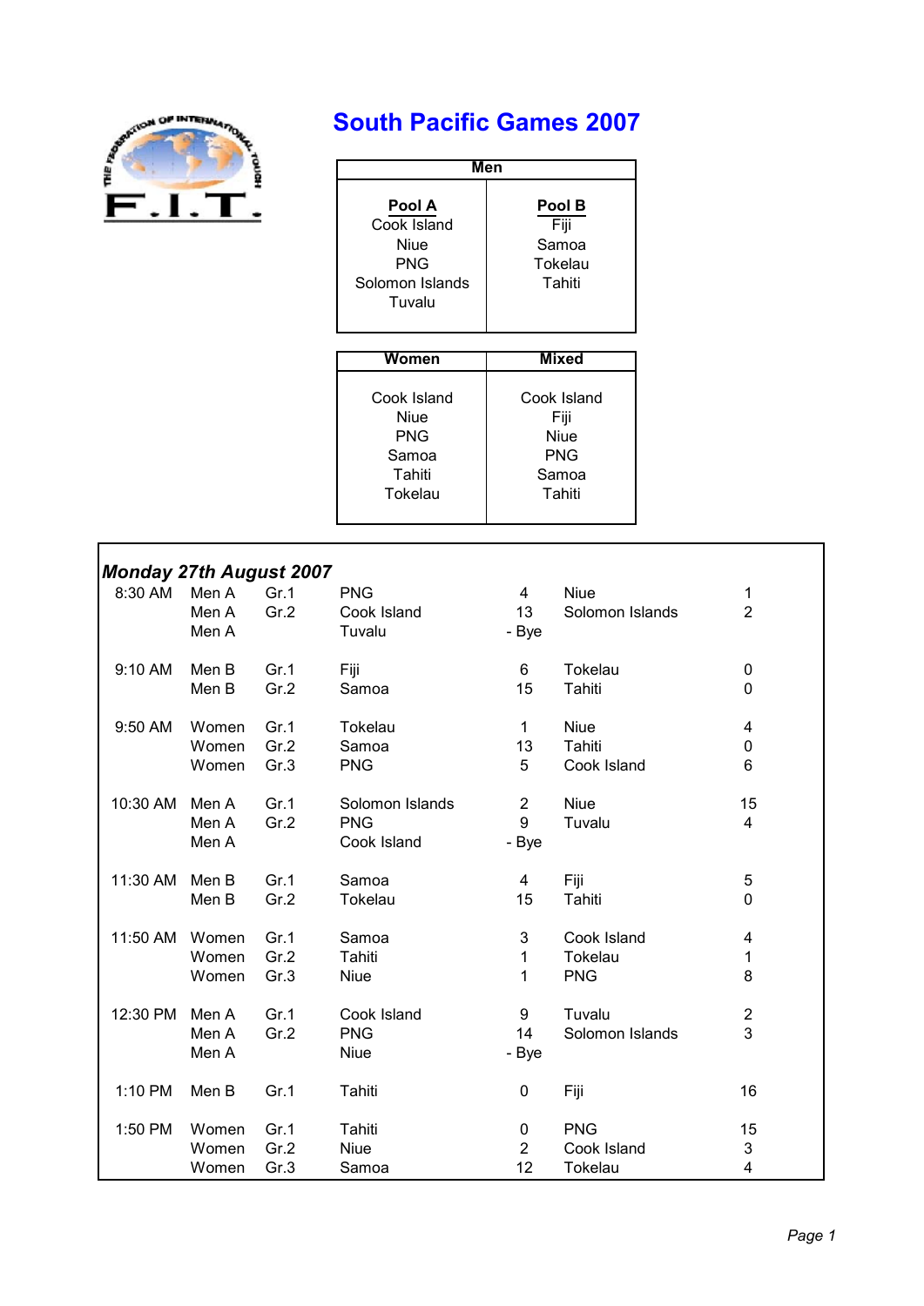# South Pacific Games 2007

| Men | |
|---|---|
| **Pool A** | **Pool B** |
| Cook Island | Fiji |
| Niue | Samoa |
| PNG | Tokelau |
| Solomon Islands | Tahiti |
| Tuvalu | |

| Women | Mixed |
|---|---|
| Cook Island | Cook Island |
| Niue | Fiji |
| PNG | Niue |
| Samoa | PNG |
| Tahiti | Samoa |
| Tokelau | Tahiti |

***Monday 27th August 2007***

| Time | Division | Ground | Team | Score | Team | Score |
|---|---|---|---|---|---|---|
| 8:30 AM | Men A | Gr.1 | PNG | 4 | Niue | 1 |
| | Men A | Gr.2 | Cook Island | 13 | Solomon Islands | 2 |
| | Men A | | Tuvalu | - Bye | | |
| 9:10 AM | Men B | Gr.1 | Fiji | 6 | Tokelau | 0 |
| | Men B | Gr.2 | Samoa | 15 | Tahiti | 0 |
| 9:50 AM | Women | Gr.1 | Tokelau | 1 | Niue | 4 |
| | Women | Gr.2 | Samoa | 13 | Tahiti | 0 |
| | Women | Gr.3 | PNG | 5 | Cook Island | 6 |
| 10:30 AM | Men A | Gr.1 | Solomon Islands | 2 | Niue | 15 |
| | Men A | Gr.2 | PNG | 9 | Tuvalu | 4 |
| | Men A | | Cook Island | - Bye | | |
| 11:30 AM | Men B | Gr.1 | Samoa | 4 | Fiji | 5 |
| | Men B | Gr.2 | Tokelau | 15 | Tahiti | 0 |
| 11:50 AM | Women | Gr.1 | Samoa | 3 | Cook Island | 4 |
| | Women | Gr.2 | Tahiti | 1 | Tokelau | 1 |
| | Women | Gr.3 | Niue | 1 | PNG | 8 |
| 12:30 PM | Men A | Gr.1 | Cook Island | 9 | Tuvalu | 2 |
| | Men A | Gr.2 | PNG | 14 | Solomon Islands | 3 |
| | Men A | | Niue | - Bye | | |
| 1:10 PM | Men B | Gr.1 | Tahiti | 0 | Fiji | 16 |
| 1:50 PM | Women | Gr.1 | Tahiti | 0 | PNG | 15 |
| | Women | Gr.2 | Niue | 2 | Cook Island | 3 |
| | Women | Gr.3 | Samoa | 12 | Tokelau | 4 |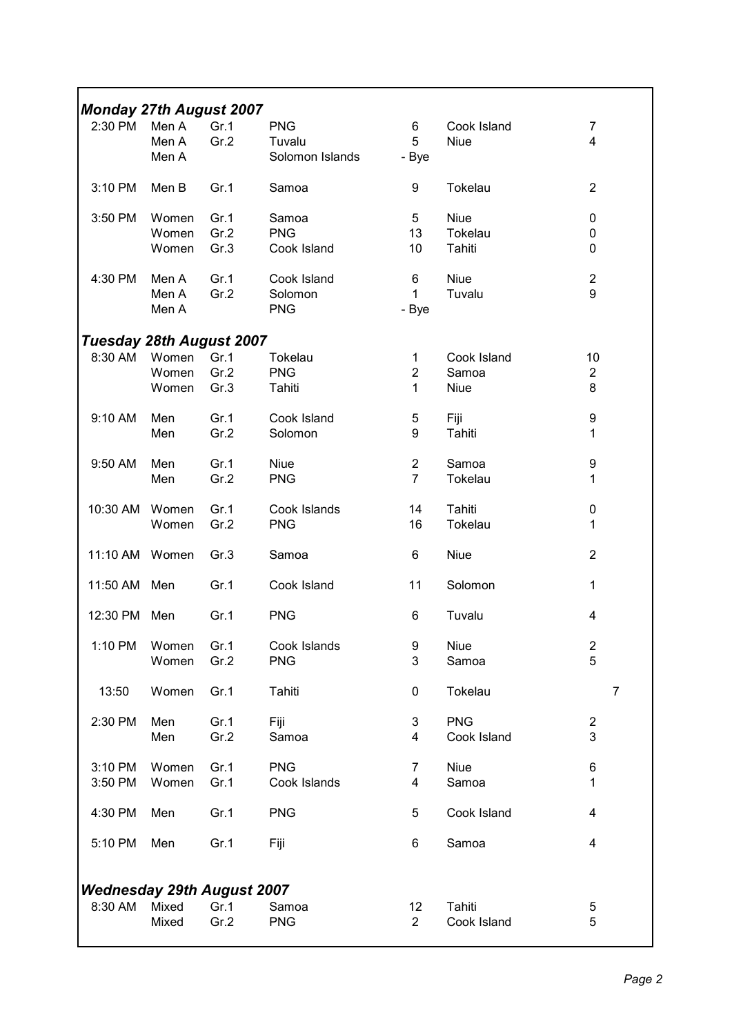***Monday 27th August 2007***

| Time | Category | Group | Team | Score | Team | Score |
|---|---|---|---|---|---|---|
| 2:30 PM | Men A | Gr.1 | PNG | 6 | Cook Island | 7 |
| | Men A | Gr.2 | Tuvalu | 5 | Niue | 4 |
| | Men A | | Solomon Islands | - Bye | | |
| 3:10 PM | Men B | Gr.1 | Samoa | 9 | Tokelau | 2 |
| 3:50 PM | Women | Gr.1 | Samoa | 5 | Niue | 0 |
| | Women | Gr.2 | PNG | 13 | Tokelau | 0 |
| | Women | Gr.3 | Cook Island | 10 | Tahiti | 0 |
| 4:30 PM | Men A | Gr.1 | Cook Island | 6 | Niue | 2 |
| | Men A | Gr.2 | Solomon | 1 | Tuvalu | 9 |
| | Men A | | PNG | - Bye | | |

***Tuesday 28th August 2007***

| Time | Category | Group | Team | Score | Team | Score |
|---|---|---|---|---|---|---|
| 8:30 AM | Women | Gr.1 | Tokelau | 1 | Cook Island | 10 |
| | Women | Gr.2 | PNG | 2 | Samoa | 2 |
| | Women | Gr.3 | Tahiti | 1 | Niue | 8 |
| 9:10 AM | Men | Gr.1 | Cook Island | 5 | Fiji | 9 |
| | Men | Gr.2 | Solomon | 9 | Tahiti | 1 |
| 9:50 AM | Men | Gr.1 | Niue | 2 | Samoa | 9 |
| | Men | Gr.2 | PNG | 7 | Tokelau | 1 |
| 10:30 AM | Women | Gr.1 | Cook Islands | 14 | Tahiti | 0 |
| | Women | Gr.2 | PNG | 16 | Tokelau | 1 |
| 11:10 AM | Women | Gr.3 | Samoa | 6 | Niue | 2 |
| 11:50 AM | Men | Gr.1 | Cook Island | 11 | Solomon | 1 |
| 12:30 PM | Men | Gr.1 | PNG | 6 | Tuvalu | 4 |
| 1:10 PM | Women | Gr.1 | Cook Islands | 9 | Niue | 2 |
| | Women | Gr.2 | PNG | 3 | Samoa | 5 |
| 13:50 | Women | Gr.1 | Tahiti | 0 | Tokelau | 7 |
| 2:30 PM | Men | Gr.1 | Fiji | 3 | PNG | 2 |
| | Men | Gr.2 | Samoa | 4 | Cook Island | 3 |
| 3:10 PM | Women | Gr.1 | PNG | 7 | Niue | 6 |
| 3:50 PM | Women | Gr.1 | Cook Islands | 4 | Samoa | 1 |
| 4:30 PM | Men | Gr.1 | PNG | 5 | Cook Island | 4 |
| 5:10 PM | Men | Gr.1 | Fiji | 6 | Samoa | 4 |

***Wednesday 29th August 2007***

| Time | Category | Group | Team | Score | Team | Score |
|---|---|---|---|---|---|---|
| 8:30 AM | Mixed | Gr.1 | Samoa | 12 | Tahiti | 5 |
| | Mixed | Gr.2 | PNG | 2 | Cook Island | 5 |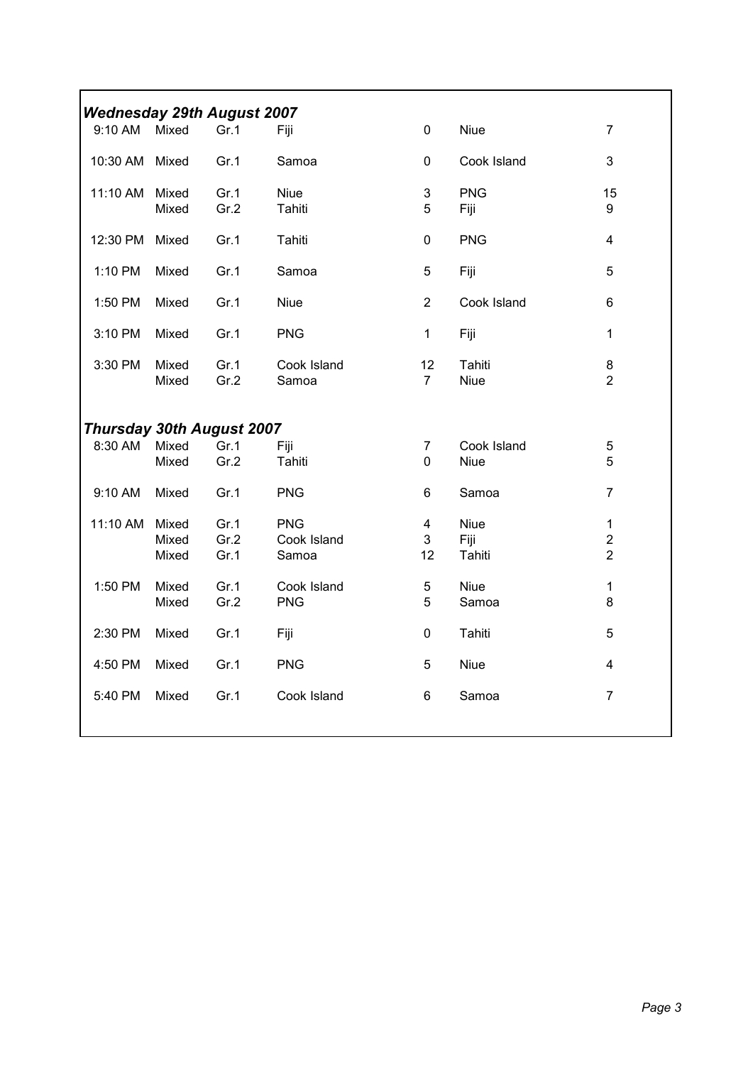***Wednesday 29th August 2007***

| Time | Category | Group | Team | Score | Team | Score |
|---|---|---|---|---|---|---|
| 9:10 AM | Mixed | Gr.1 | Fiji | 0 | Niue | 7 |
| 10:30 AM | Mixed | Gr.1 | Samoa | 0 | Cook Island | 3 |
| 11:10 AM | Mixed | Gr.1 | Niue | 3 | PNG | 15 |
| | Mixed | Gr.2 | Tahiti | 5 | Fiji | 9 |
| 12:30 PM | Mixed | Gr.1 | Tahiti | 0 | PNG | 4 |
| 1:10 PM | Mixed | Gr.1 | Samoa | 5 | Fiji | 5 |
| 1:50 PM | Mixed | Gr.1 | Niue | 2 | Cook Island | 6 |
| 3:10 PM | Mixed | Gr.1 | PNG | 1 | Fiji | 1 |
| 3:30 PM | Mixed | Gr.1 | Cook Island | 12 | Tahiti | 8 |
| | Mixed | Gr.2 | Samoa | 7 | Niue | 2 |

***Thursday 30th August 2007***

| Time | Category | Group | Team | Score | Team | Score |
|---|---|---|---|---|---|---|
| 8:30 AM | Mixed | Gr.1 | Fiji | 7 | Cook Island | 5 |
| | Mixed | Gr.2 | Tahiti | 0 | Niue | 5 |
| 9:10 AM | Mixed | Gr.1 | PNG | 6 | Samoa | 7 |
| 11:10 AM | Mixed | Gr.1 | PNG | 4 | Niue | 1 |
| | Mixed | Gr.2 | Cook Island | 3 | Fiji | 2 |
| | Mixed | Gr.1 | Samoa | 12 | Tahiti | 2 |
| 1:50 PM | Mixed | Gr.1 | Cook Island | 5 | Niue | 1 |
| | Mixed | Gr.2 | PNG | 5 | Samoa | 8 |
| 2:30 PM | Mixed | Gr.1 | Fiji | 0 | Tahiti | 5 |
| 4:50 PM | Mixed | Gr.1 | PNG | 5 | Niue | 4 |
| 5:40 PM | Mixed | Gr.1 | Cook Island | 6 | Samoa | 7 |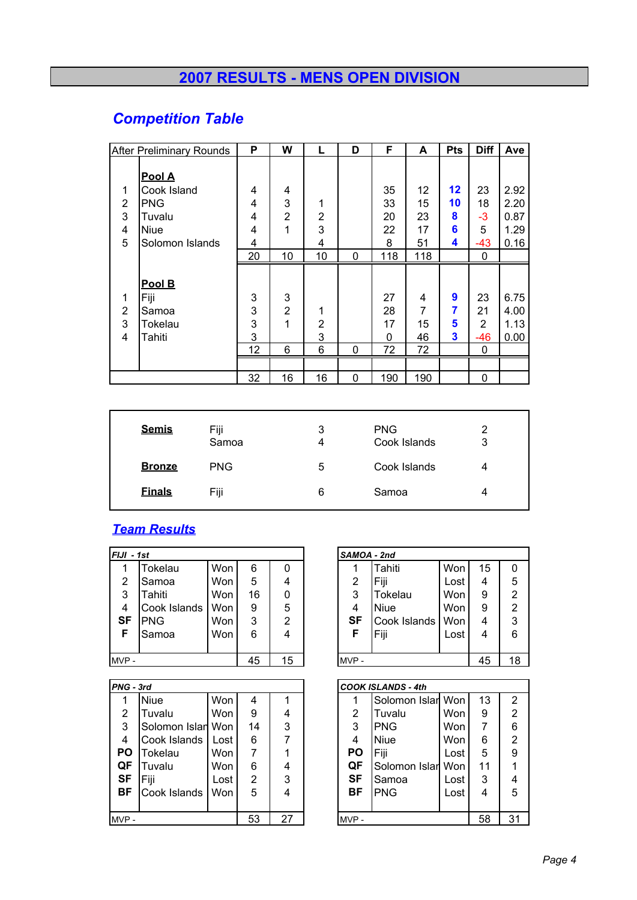# 2007 RESULTS - MENS OPEN DIVISION

## Competition Table

| | After Preliminary Rounds | P | W | L | D | F | A | Pts | Diff | Ave |
|---|---|---|---|---|---|---|---|---|---|---|
| | **Pool A** | | | | | | | | | |
| 1 | Cook Island | 4 | 4 | | | 35 | 12 | 12 | 23 | 2.92 |
| 2 | PNG | 4 | 3 | 1 | | 33 | 15 | 10 | 18 | 2.20 |
| 3 | Tuvalu | 4 | 2 | 2 | | 20 | 23 | 8 | -3 | 0.87 |
| 4 | Niue | 4 | 1 | 3 | | 22 | 17 | 6 | 5 | 1.29 |
| 5 | Solomon Islands | 4 | | 4 | | 8 | 51 | 4 | -43 | 0.16 |
| | | 20 | 10 | 10 | 0 | 118 | 118 | | 0 | |
| | **Pool B** | | | | | | | | | |
| 1 | Fiji | 3 | 3 | | | 27 | 4 | 9 | 23 | 6.75 |
| 2 | Samoa | 3 | 2 | 1 | | 28 | 7 | 7 | 21 | 4.00 |
| 3 | Tokelau | 3 | 1 | 2 | | 17 | 15 | 5 | 2 | 1.13 |
| 4 | Tahiti | 3 | | 3 | | 0 | 46 | 3 | -46 | 0.00 |
| | | 12 | 6 | 6 | 0 | 72 | 72 | | 0 | |
| | | 32 | 16 | 16 | 0 | 190 | 190 | | 0 | |

| | | | | |
|---|---|---|---|---|
| **Semis** | Fiji | 3 | PNG | 2 |
| | Samoa | 4 | Cook Islands | 3 |
| **Bronze** | PNG | 5 | Cook Islands | 4 |
| **Finals** | Fiji | 6 | Samoa | 4 |

## Team Results

| FIJI - 1st | | | | |
|---|---|---|---|---|
| 1 | Tokelau | Won | 6 | 0 |
| 2 | Samoa | Won | 5 | 4 |
| 3 | Tahiti | Won | 16 | 0 |
| 4 | Cook Islands | Won | 9 | 5 |
| SF | PNG | Won | 3 | 2 |
| F | Samoa | Won | 6 | 4 |
| MVP - | | | 45 | 15 |

| SAMOA - 2nd | | | | |
|---|---|---|---|---|
| 1 | Tahiti | Won | 15 | 0 |
| 2 | Fiji | Lost | 4 | 5 |
| 3 | Tokelau | Won | 9 | 2 |
| 4 | Niue | Won | 9 | 2 |
| SF | Cook Islands | Won | 4 | 3 |
| F | Fiji | Lost | 4 | 6 |
| MVP - | | | 45 | 18 |

| PNG - 3rd | | | | |
|---|---|---|---|---|
| 1 | Niue | Won | 4 | 1 |
| 2 | Tuvalu | Won | 9 | 4 |
| 3 | Solomon Islan | Won | 14 | 3 |
| 4 | Cook Islands | Lost | 6 | 7 |
| PO | Tokelau | Won | 7 | 1 |
| QF | Tuvalu | Won | 6 | 4 |
| SF | Fiji | Lost | 2 | 3 |
| BF | Cook Islands | Won | 5 | 4 |
| MVP - | | | 53 | 27 |

| COOK ISLANDS - 4th | | | | |
|---|---|---|---|---|
| 1 | Solomon Islan | Won | 13 | 2 |
| 2 | Tuvalu | Won | 9 | 2 |
| 3 | PNG | Won | 7 | 6 |
| 4 | Niue | Won | 6 | 2 |
| PO | Fiji | Lost | 5 | 9 |
| QF | Solomon Islan | Won | 11 | 1 |
| SF | Samoa | Lost | 3 | 4 |
| BF | PNG | Lost | 4 | 5 |
| MVP - | | | 58 | 31 |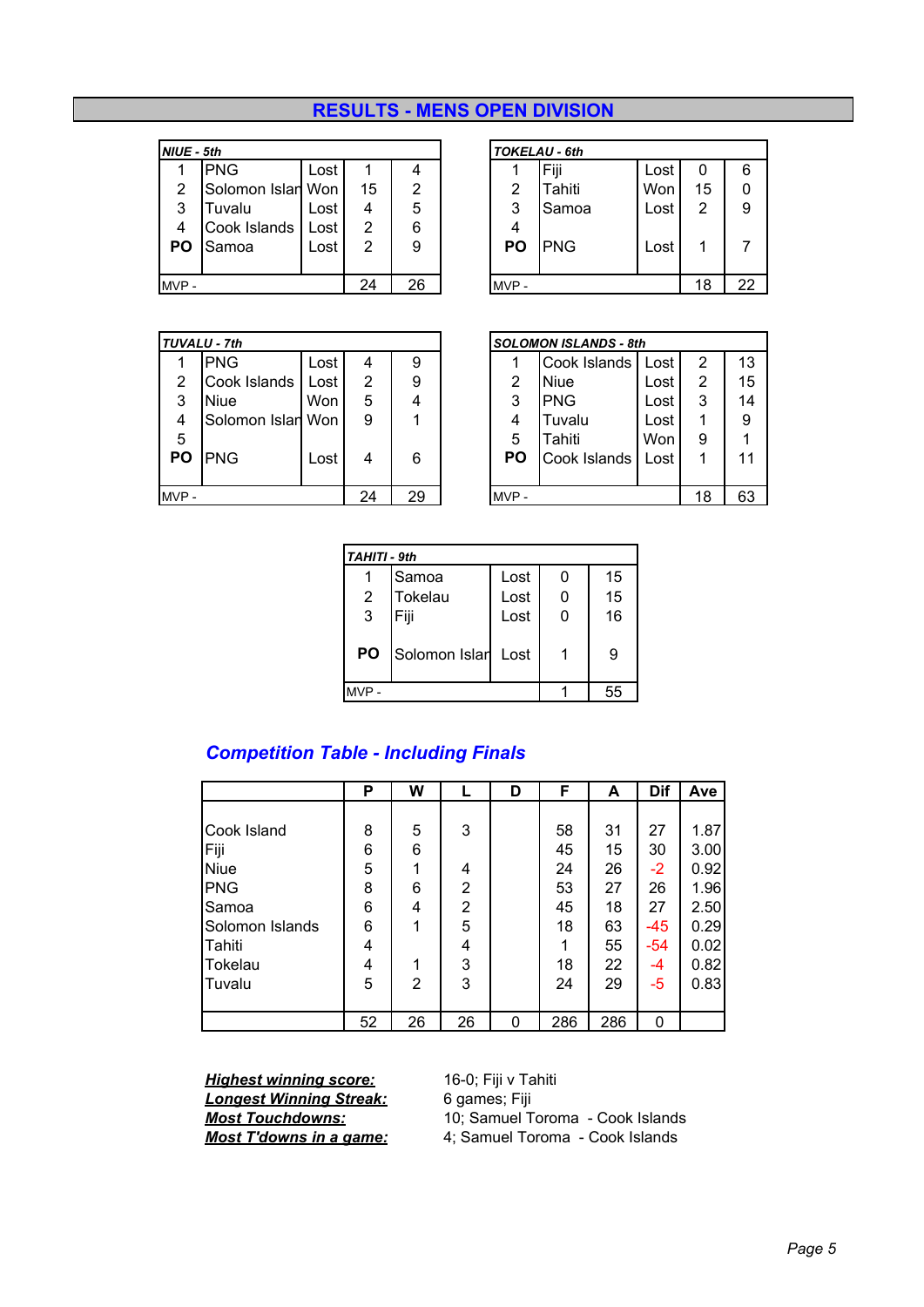## RESULTS - MENS OPEN DIVISION

| *NIUE - 5th* | | | | |
|---|---|---|---|---|
| 1 | PNG | Lost | 1 | 4 |
| 2 | Solomon Islan | Won | 15 | 2 |
| 3 | Tuvalu | Lost | 4 | 5 |
| 4 | Cook Islands | Lost | 2 | 6 |
| **PO** | Samoa | Lost | 2 | 9 |
| MVP - | | | 24 | 26 |

| *TOKELAU - 6th* | | | | |
|---|---|---|---|---|
| 1 | Fiji | Lost | 0 | 6 |
| 2 | Tahiti | Won | 15 | 0 |
| 3 | Samoa | Lost | 2 | 9 |
| 4 | | | | |
| **PO** | PNG | Lost | 1 | 7 |
| MVP - | | | 18 | 22 |

| *TUVALU - 7th* | | | | |
|---|---|---|---|---|
| 1 | PNG | Lost | 4 | 9 |
| 2 | Cook Islands | Lost | 2 | 9 |
| 3 | Niue | Won | 5 | 4 |
| 4 | Solomon Islan | Won | 9 | 1 |
| 5 | | | | |
| **PO** | PNG | Lost | 4 | 6 |
| MVP - | | | 24 | 29 |

| *SOLOMON ISLANDS - 8th* | | | | |
|---|---|---|---|---|
| 1 | Cook Islands | Lost | 2 | 13 |
| 2 | Niue | Lost | 2 | 15 |
| 3 | PNG | Lost | 3 | 14 |
| 4 | Tuvalu | Lost | 1 | 9 |
| 5 | Tahiti | Won | 9 | 1 |
| **PO** | Cook Islands | Lost | 1 | 11 |
| MVP - | | | 18 | 63 |

| *TAHITI - 9th* | | | | |
|---|---|---|---|---|
| 1 | Samoa | Lost | 0 | 15 |
| 2 | Tokelau | Lost | 0 | 15 |
| 3 | Fiji | Lost | 0 | 16 |
| **PO** | Solomon Islar | Lost | 1 | 9 |
| MVP - | | | 1 | 55 |

### *Competition Table - Including Finals*

| | P | W | L | D | F | A | Dif | Ave |
|---|---|---|---|---|---|---|---|---|
| Cook Island | 8 | 5 | 3 | | 58 | 31 | 27 | 1.87 |
| Fiji | 6 | 6 | | | 45 | 15 | 30 | 3.00 |
| Niue | 5 | 1 | 4 | | 24 | 26 | -2 | 0.92 |
| PNG | 8 | 6 | 2 | | 53 | 27 | 26 | 1.96 |
| Samoa | 6 | 4 | 2 | | 45 | 18 | 27 | 2.50 |
| Solomon Islands | 6 | 1 | 5 | | 18 | 63 | -45 | 0.29 |
| Tahiti | 4 | | 4 | | 1 | 55 | -54 | 0.02 |
| Tokelau | 4 | 1 | 3 | | 18 | 22 | -4 | 0.82 |
| Tuvalu | 5 | 2 | 3 | | 24 | 29 | -5 | 0.83 |
| | 52 | 26 | 26 | 0 | 286 | 286 | 0 | |

***Highest winning score:*** 16-0; Fiji v Tahiti
***Longest Winning Streak:*** 6 games; Fiji
***Most Touchdowns:*** 10; Samuel Toroma - Cook Islands
***Most T'downs in a game:*** 4; Samuel Toroma - Cook Islands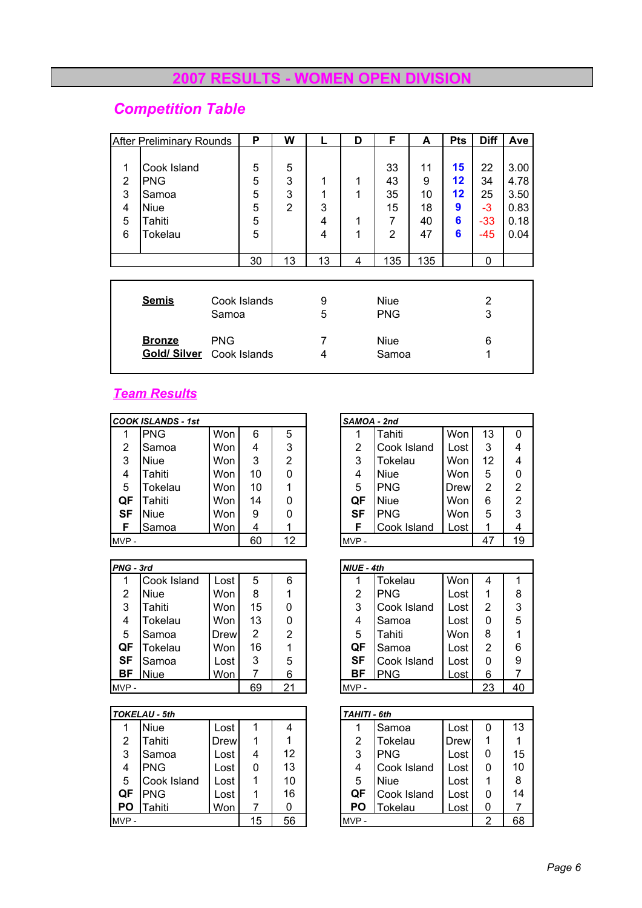# 2007 RESULTS - WOMEN OPEN DIVISION

## Competition Table

| After Preliminary Rounds | | P | W | L | D | F | A | Pts | Diff | Ave |
|---|---|---|---|---|---|---|---|---|---|---|
| 1 | Cook Island | 5 | 5 | | | 33 | 11 | 15 | 22 | 3.00 |
| 2 | PNG | 5 | 3 | 1 | 1 | 43 | 9 | 12 | 34 | 4.78 |
| 3 | Samoa | 5 | 3 | 1 | 1 | 35 | 10 | 12 | 25 | 3.50 |
| 4 | Niue | 5 | 2 | 3 | | 15 | 18 | 9 | -3 | 0.83 |
| 5 | Tahiti | 5 | | 4 | 1 | 7 | 40 | 6 | -33 | 0.18 |
| 6 | Tokelau | 5 | | 4 | 1 | 2 | 47 | 6 | -45 | 0.04 |
| | | 30 | 13 | 13 | 4 | 135 | 135 | | 0 | |

| | | | | |
|---|---|---|---|---|
| **Semis** | Cook Islands | 9 | Niue | 2 |
| | Samoa | 5 | PNG | 3 |
| **Bronze** | PNG | 7 | Niue | 6 |
| **Gold/ Silver** | Cook Islands | 4 | Samoa | 1 |

## Team Results

| COOK ISLANDS - 1st | | | | |
|---|---|---|---|---|
| 1 | PNG | Won | 6 | 5 |
| 2 | Samoa | Won | 4 | 3 |
| 3 | Niue | Won | 3 | 2 |
| 4 | Tahiti | Won | 10 | 0 |
| 5 | Tokelau | Won | 10 | 1 |
| QF | Tahiti | Won | 14 | 0 |
| SF | Niue | Won | 9 | 0 |
| F | Samoa | Won | 4 | 1 |
| MVP - | | | 60 | 12 |

| SAMOA - 2nd | | | | |
|---|---|---|---|---|
| 1 | Tahiti | Won | 13 | 0 |
| 2 | Cook Island | Lost | 3 | 4 |
| 3 | Tokelau | Won | 12 | 4 |
| 4 | Niue | Won | 5 | 0 |
| 5 | PNG | Drew | 2 | 2 |
| QF | Niue | Won | 6 | 2 |
| SF | PNG | Won | 5 | 3 |
| F | Cook Island | Lost | 1 | 4 |
| MVP - | | | 47 | 19 |

| PNG - 3rd | | | | |
|---|---|---|---|---|
| 1 | Cook Island | Lost | 5 | 6 |
| 2 | Niue | Won | 8 | 1 |
| 3 | Tahiti | Won | 15 | 0 |
| 4 | Tokelau | Won | 13 | 0 |
| 5 | Samoa | Drew | 2 | 2 |
| QF | Tokelau | Won | 16 | 1 |
| SF | Samoa | Lost | 3 | 5 |
| BF | Niue | Won | 7 | 6 |
| MVP - | | | 69 | 21 |

| NIUE - 4th | | | | |
|---|---|---|---|---|
| 1 | Tokelau | Won | 4 | 1 |
| 2 | PNG | Lost | 1 | 8 |
| 3 | Cook Island | Lost | 2 | 3 |
| 4 | Samoa | Lost | 0 | 5 |
| 5 | Tahiti | Won | 8 | 1 |
| QF | Samoa | Lost | 2 | 6 |
| SF | Cook Island | Lost | 0 | 9 |
| BF | PNG | Lost | 6 | 7 |
| MVP - | | | 23 | 40 |

| TOKELAU - 5th | | | | |
|---|---|---|---|---|
| 1 | Niue | Lost | 1 | 4 |
| 2 | Tahiti | Drew | 1 | 1 |
| 3 | Samoa | Lost | 4 | 12 |
| 4 | PNG | Lost | 0 | 13 |
| 5 | Cook Island | Lost | 1 | 10 |
| QF | PNG | Lost | 1 | 16 |
| PO | Tahiti | Won | 7 | 0 |
| MVP - | | | 15 | 56 |

| TAHITI - 6th | | | | |
|---|---|---|---|---|
| 1 | Samoa | Lost | 0 | 13 |
| 2 | Tokelau | Drew | 1 | 1 |
| 3 | PNG | Lost | 0 | 15 |
| 4 | Cook Island | Lost | 0 | 10 |
| 5 | Niue | Lost | 1 | 8 |
| QF | Cook Island | Lost | 0 | 14 |
| PO | Tokelau | Lost | 0 | 7 |
| MVP - | | | 2 | 68 |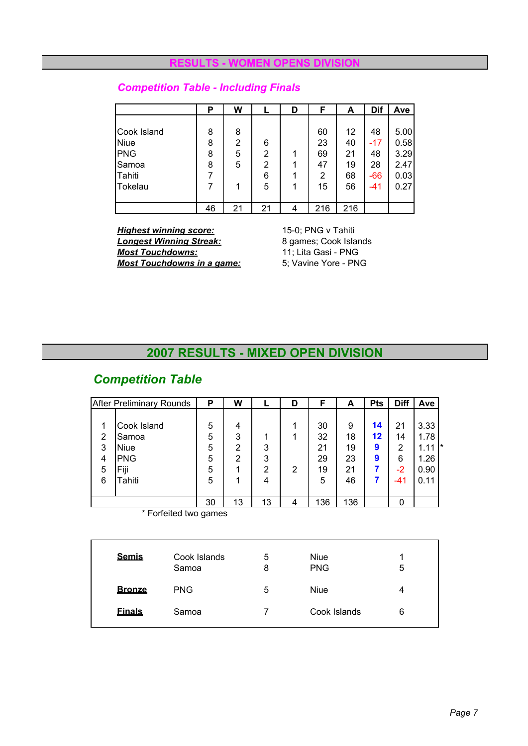## RESULTS - WOMEN OPENS DIVISION

### *Competition Table - Including Finals*

| | P | W | L | D | F | A | Dif | Ave |
|---|---|---|---|---|---|---|---|---|
| Cook Island | 8 | 8 | | | 60 | 12 | 48 | 5.00 |
| Niue | 8 | 2 | 6 | | 23 | 40 | -17 | 0.58 |
| PNG | 8 | 5 | 2 | 1 | 69 | 21 | 48 | 3.29 |
| Samoa | 8 | 5 | 2 | 1 | 47 | 19 | 28 | 2.47 |
| Tahiti | 7 | | 6 | 1 | 2 | 68 | -66 | 0.03 |
| Tokelau | 7 | 1 | 5 | 1 | 15 | 56 | -41 | 0.27 |
| | 46 | 21 | 21 | 4 | 216 | 216 | | |

***Highest winning score:*** 15-0; PNG v Tahiti
***Longest Winning Streak:*** 8 games; Cook Islands
***Most Touchdowns:*** 11; Lita Gasi - PNG
***Most Touchdowns in a game:*** 5; Vavine Yore - PNG

## 2007 RESULTS - MIXED OPEN DIVISION

### *Competition Table*

| After Preliminary Rounds | | P | W | L | D | F | A | Pts | Diff | Ave | |
|---|---|---|---|---|---|---|---|---|---|---|---|
| 1 | Cook Island | 5 | 4 | | 1 | 30 | 9 | **14** | 21 | 3.33 | |
| 2 | Samoa | 5 | 3 | 1 | 1 | 32 | 18 | **12** | 14 | 1.78 | |
| 3 | Niue | 5 | 2 | 3 | | 21 | 19 | **9** | 2 | 1.11 | * |
| 4 | PNG | 5 | 2 | 3 | | 29 | 23 | **9** | 6 | 1.26 | |
| 5 | Fiji | 5 | 1 | 2 | 2 | 19 | 21 | **7** | -2 | 0.90 | |
| 6 | Tahiti | 5 | 1 | 4 | | 5 | 46 | **7** | -41 | 0.11 | |
| | | 30 | 13 | 13 | 4 | 136 | 136 | | 0 | | |

\* Forfeited two games

| | | | | |
|---|---|---|---|---|
| **Semis** | Cook Islands | 5 | Niue | 1 |
| | Samoa | 8 | PNG | 5 |
| **Bronze** | PNG | 5 | Niue | 4 |
| **Finals** | Samoa | 7 | Cook Islands | 6 |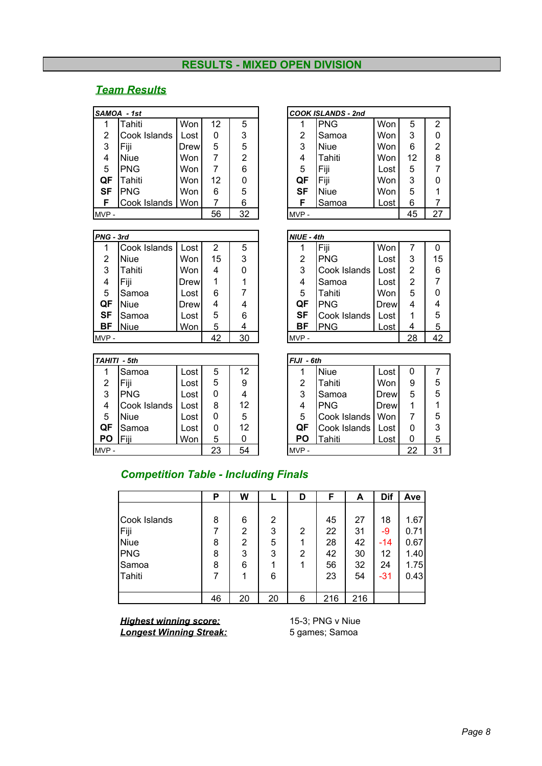# RESULTS - MIXED OPEN DIVISION

## Team Results

| SAMOA - 1st | | | | |
|---|---|---|---|---|
| 1 | Tahiti | Won | 12 | 5 |
| 2 | Cook Islands | Lost | 0 | 3 |
| 3 | Fiji | Drew | 5 | 5 |
| 4 | Niue | Won | 7 | 2 |
| 5 | PNG | Won | 7 | 6 |
| QF | Tahiti | Won | 12 | 0 |
| SF | PNG | Won | 6 | 5 |
| F | Cook Islands | Won | 7 | 6 |
| MVP - | | | 56 | 32 |

| COOK ISLANDS - 2nd | | | | |
|---|---|---|---|---|
| 1 | PNG | Won | 5 | 2 |
| 2 | Samoa | Won | 3 | 0 |
| 3 | Niue | Won | 6 | 2 |
| 4 | Tahiti | Won | 12 | 8 |
| 5 | Fiji | Lost | 5 | 7 |
| QF | Fiji | Won | 3 | 0 |
| SF | Niue | Won | 5 | 1 |
| F | Samoa | Lost | 6 | 7 |
| MVP - | | | 45 | 27 |

| PNG - 3rd | | | | |
|---|---|---|---|---|
| 1 | Cook Islands | Lost | 2 | 5 |
| 2 | Niue | Won | 15 | 3 |
| 3 | Tahiti | Won | 4 | 0 |
| 4 | Fiji | Drew | 1 | 1 |
| 5 | Samoa | Lost | 6 | 7 |
| QF | Niue | Drew | 4 | 4 |
| SF | Samoa | Lost | 5 | 6 |
| BF | Niue | Won | 5 | 4 |
| MVP - | | | 42 | 30 |

| NIUE - 4th | | | | |
|---|---|---|---|---|
| 1 | Fiji | Won | 7 | 0 |
| 2 | PNG | Lost | 3 | 15 |
| 3 | Cook Islands | Lost | 2 | 6 |
| 4 | Samoa | Lost | 2 | 7 |
| 5 | Tahiti | Won | 5 | 0 |
| QF | PNG | Drew | 4 | 4 |
| SF | Cook Islands | Lost | 1 | 5 |
| BF | PNG | Lost | 4 | 5 |
| MVP - | | | 28 | 42 |

| TAHITI - 5th | | | | |
|---|---|---|---|---|
| 1 | Samoa | Lost | 5 | 12 |
| 2 | Fiji | Lost | 5 | 9 |
| 3 | PNG | Lost | 0 | 4 |
| 4 | Cook Islands | Lost | 8 | 12 |
| 5 | Niue | Lost | 0 | 5 |
| QF | Samoa | Lost | 0 | 12 |
| PO | Fiji | Won | 5 | 0 |
| MVP - | | | 23 | 54 |

| FIJI - 6th | | | | |
|---|---|---|---|---|
| 1 | Niue | Lost | 0 | 7 |
| 2 | Tahiti | Won | 9 | 5 |
| 3 | Samoa | Drew | 5 | 5 |
| 4 | PNG | Drew | 1 | 1 |
| 5 | Cook Islands | Won | 7 | 5 |
| QF | Cook Islands | Lost | 0 | 3 |
| PO | Tahiti | Lost | 0 | 5 |
| MVP - | | | 22 | 31 |

## Competition Table - Including Finals

| | P | W | L | D | F | A | Dif | Ave |
|---|---|---|---|---|---|---|---|---|
| Cook Islands | 8 | 6 | 2 | | 45 | 27 | 18 | 1.67 |
| Fiji | 7 | 2 | 3 | 2 | 22 | 31 | -9 | 0.71 |
| Niue | 8 | 2 | 5 | 1 | 28 | 42 | -14 | 0.67 |
| PNG | 8 | 3 | 3 | 2 | 42 | 30 | 12 | 1.40 |
| Samoa | 8 | 6 | 1 | 1 | 56 | 32 | 24 | 1.75 |
| Tahiti | 7 | 1 | 6 | | 23 | 54 | -31 | 0.43 |
| | 46 | 20 | 20 | 6 | 216 | 216 | | |

***Highest winning score:*** 15-3; PNG v Niue

***Longest Winning Streak:*** 5 games; Samoa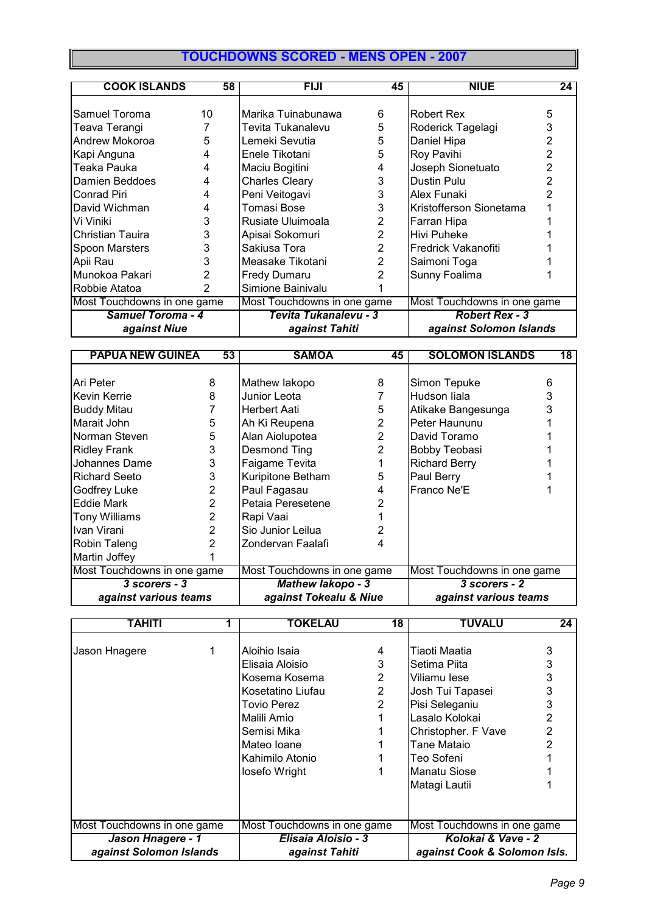# TOUCHDOWNS SCORED - MENS OPEN - 2007

| COOK ISLANDS | 58 |
|---|---|
| Samuel Toroma | 10 |
| Teava Terangi | 7 |
| Andrew Mokoroa | 5 |
| Kapi Anguna | 4 |
| Teaka Pauka | 4 |
| Damien Beddoes | 4 |
| Conrad Piri | 4 |
| David Wichman | 4 |
| Vi Viniki | 3 |
| Christian Tauira | 3 |
| Spoon Marsters | 3 |
| Apii Rau | 3 |
| Munokoa Pakari | 2 |
| Robbie Atatoa | 2 |
| Most Touchdowns in one game | |
| ***Samuel Toroma - 4 against Niue*** | |

| FIJI | 45 |
|---|---|
| Marika Tuinabunawa | 6 |
| Tevita Tukanalevu | 5 |
| Lemeki Sevutia | 5 |
| Enele Tikotani | 5 |
| Maciu Bogitini | 4 |
| Charles Cleary | 3 |
| Peni Veitogavi | 3 |
| Tomasi Bose | 3 |
| Rusiate Uluimoala | 2 |
| Apisai Sokomuri | 2 |
| Sakiusa Tora | 2 |
| Measake Tikotani | 2 |
| Fredy Dumaru | 2 |
| Simione Bainivalu | 1 |
| Most Touchdowns in one game | |
| ***Tevita Tukanalevu - 3 against Tahiti*** | |

| NIUE | 24 |
|---|---|
| Robert Rex | 5 |
| Roderick Tagelagi | 3 |
| Daniel Hipa | 2 |
| Roy Pavihi | 2 |
| Joseph Sionetuato | 2 |
| Dustin Pulu | 2 |
| Alex Funaki | 2 |
| Kristofferson Sionetama | 1 |
| Farran Hipa | 1 |
| Hivi Puheke | 1 |
| Fredrick Vakanofiti | 1 |
| Saimoni Toga | 1 |
| Sunny Foalima | 1 |
| Most Touchdowns in one game | |
| ***Robert Rex - 3 against Solomon Islands*** | |

| PAPUA NEW GUINEA | 53 |
|---|---|
| Ari Peter | 8 |
| Kevin Kerrie | 8 |
| Buddy Mitau | 7 |
| Marait John | 5 |
| Norman Steven | 5 |
| Ridley Frank | 3 |
| Johannes Dame | 3 |
| Richard Seeto | 3 |
| Godfrey Luke | 2 |
| Eddie Mark | 2 |
| Tony Williams | 2 |
| Ivan Virani | 2 |
| Robin Taleng | 2 |
| Martin Joffey | 1 |
| Most Touchdowns in one game | |
| ***3 scorers - 3 against various teams*** | |

| SAMOA | 45 |
|---|---|
| Mathew Iakopo | 8 |
| Junior Leota | 7 |
| Herbert Aati | 5 |
| Ah Ki Reupena | 2 |
| Alan Aiolupotea | 2 |
| Desmond Ting | 2 |
| Faigame Tevita | 1 |
| Kuripitone Betham | 5 |
| Paul Fagasau | 4 |
| Petaia Peresetene | 2 |
| Rapi Vaai | 1 |
| Sio Junior Leilua | 2 |
| Zondervan Faalafi | 4 |
| Most Touchdowns in one game | |
| ***Mathew Iakopo - 3 against Tokealu & Niue*** | |

| SOLOMON ISLANDS | 18 |
|---|---|
| Simon Tepuke | 6 |
| Hudson Iiala | 3 |
| Atikake Bangesunga | 3 |
| Peter Haununu | 1 |
| David Toramo | 1 |
| Bobby Teobasi | 1 |
| Richard Berry | 1 |
| Paul Berry | 1 |
| Franco Ne'E | 1 |
| Most Touchdowns in one game | |
| ***3 scorers - 2 against various teams*** | |

| TAHITI | 1 |
|---|---|
| Jason Hnagere | 1 |
| Most Touchdowns in one game | |
| ***Jason Hnagere - 1 against Solomon Islands*** | |

| TOKELAU | 18 |
|---|---|
| Aloihio Isaia | 4 |
| Elisaia Aloisio | 3 |
| Kosema Kosema | 2 |
| Kosetatino Liufau | 2 |
| Tovio Perez | 2 |
| Malili Amio | 1 |
| Semisi Mika | 1 |
| Mateo Ioane | 1 |
| Kahimilo Atonio | 1 |
| Iosefo Wright | 1 |
| Most Touchdowns in one game | |
| ***Elisaia Aloisio - 3 against Tahiti*** | |

| TUVALU | 24 |
|---|---|
| Tiaoti Maatia | 3 |
| Setima Piita | 3 |
| Viliamu Iese | 3 |
| Josh Tui Tapasei | 3 |
| Pisi Seleganiu | 3 |
| Lasalo Kolokai | 2 |
| Christopher. F Vave | 2 |
| Tane Mataio | 2 |
| Teo Sofeni | 1 |
| Manatu Siose | 1 |
| Matagi Lautii | 1 |
| Most Touchdowns in one game | |
| ***Kolokai & Vave - 2 against Cook & Solomon Isls.*** | |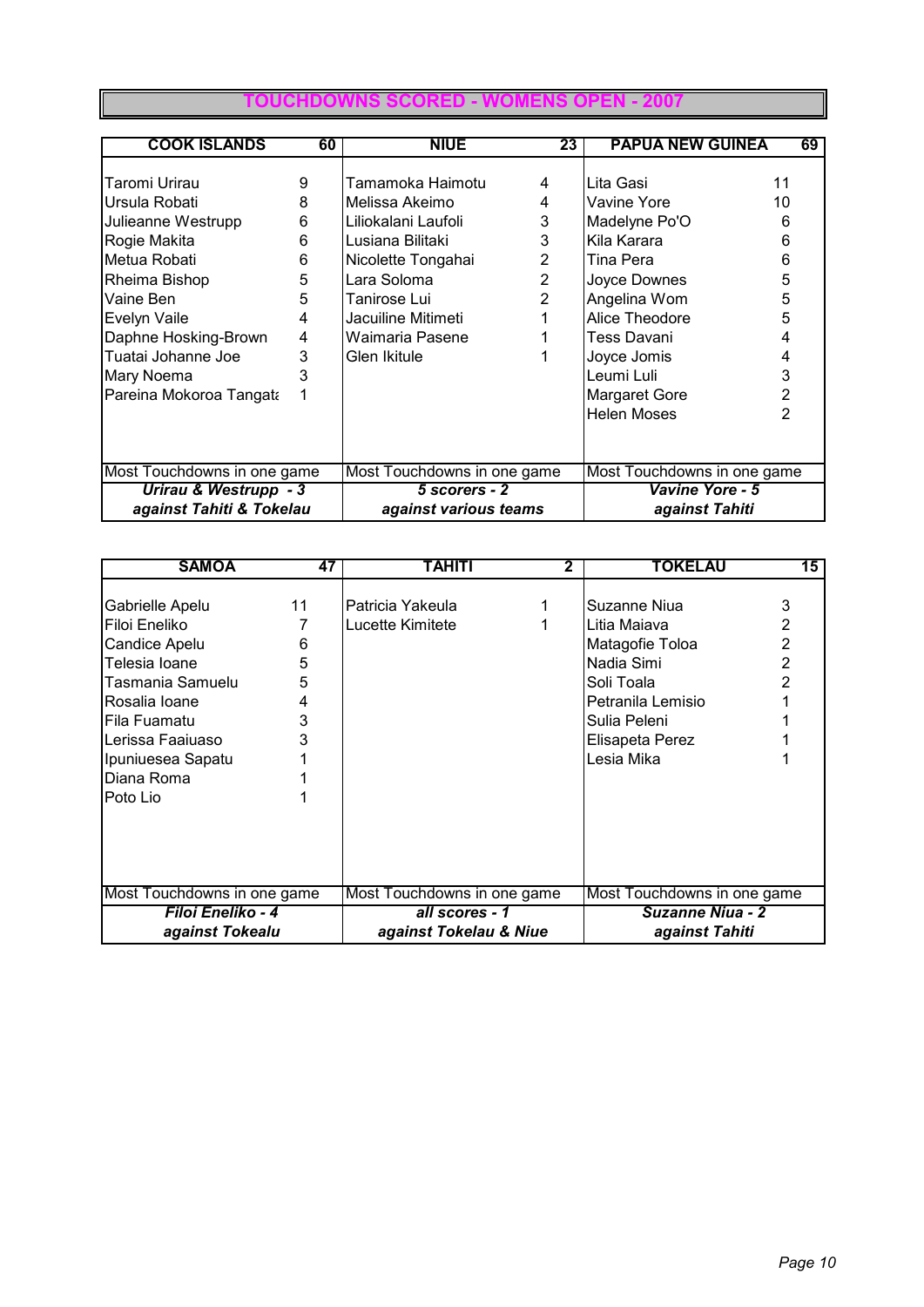# TOUCHDOWNS SCORED - WOMENS OPEN - 2007

| COOK ISLANDS | 60 | NIUE | 23 | PAPUA NEW GUINEA | 69 |
|---|---|---|---|---|---|
| Taromi Urirau | 9 | Tamamoka Haimotu | 4 | Lita Gasi | 11 |
| Ursula Robati | 8 | Melissa Akeimo | 4 | Vavine Yore | 10 |
| Julieanne Westrupp | 6 | Liliokalani Laufoli | 3 | Madelyne Po'O | 6 |
| Rogie Makita | 6 | Lusiana Bilitaki | 3 | Kila Karara | 6 |
| Metua Robati | 6 | Nicolette Tongahai | 2 | Tina Pera | 6 |
| Rheima Bishop | 5 | Lara Soloma | 2 | Joyce Downes | 5 |
| Vaine Ben | 5 | Tanirose Lui | 2 | Angelina Wom | 5 |
| Evelyn Vaile | 4 | Jacuiline Mitimeti | 1 | Alice Theodore | 5 |
| Daphne Hosking-Brown | 4 | Waimaria Pasene | 1 | Tess Davani | 4 |
| Tuatai Johanne Joe | 3 | Glen Ikitule | 1 | Joyce Jomis | 4 |
| Mary Noema | 3 | | | Leumi Luli | 3 |
| Pareina Mokoroa Tangata | 1 | | | Margaret Gore | 2 |
| | | | | Helen Moses | 2 |
| Most Touchdowns in one game | | Most Touchdowns in one game | | Most Touchdowns in one game | |
| ***Urirau & Westrupp - 3*** | | ***5 scorers - 2*** | | ***Vavine Yore - 5*** | |
| ***against Tahiti & Tokelau*** | | ***against various teams*** | | ***against Tahiti*** | |

| SAMOA | 47 | TAHITI | 2 | TOKELAU | 15 |
|---|---|---|---|---|---|
| Gabrielle Apelu | 11 | Patricia Yakeula | 1 | Suzanne Niua | 3 |
| Filoi Eneliko | 7 | Lucette Kimitete | 1 | Litia Maiava | 2 |
| Candice Apelu | 6 | | | Matagofie Toloa | 2 |
| Telesia Ioane | 5 | | | Nadia Simi | 2 |
| Tasmania Samuelu | 5 | | | Soli Toala | 2 |
| Rosalia Ioane | 4 | | | Petranila Lemisio | 1 |
| Fila Fuamatu | 3 | | | Sulia Peleni | 1 |
| Lerissa Faaiuaso | 3 | | | Elisapeta Perez | 1 |
| Ipuniuesea Sapatu | 1 | | | Lesia Mika | 1 |
| Diana Roma | 1 | | | | |
| Poto Lio | 1 | | | | |
| Most Touchdowns in one game | | Most Touchdowns in one game | | Most Touchdowns in one game | |
| ***Filoi Eneliko - 4*** | | ***all scores - 1*** | | ***Suzanne Niua - 2*** | |
| ***against Tokealu*** | | ***against Tokelau & Niue*** | | ***against Tahiti*** | |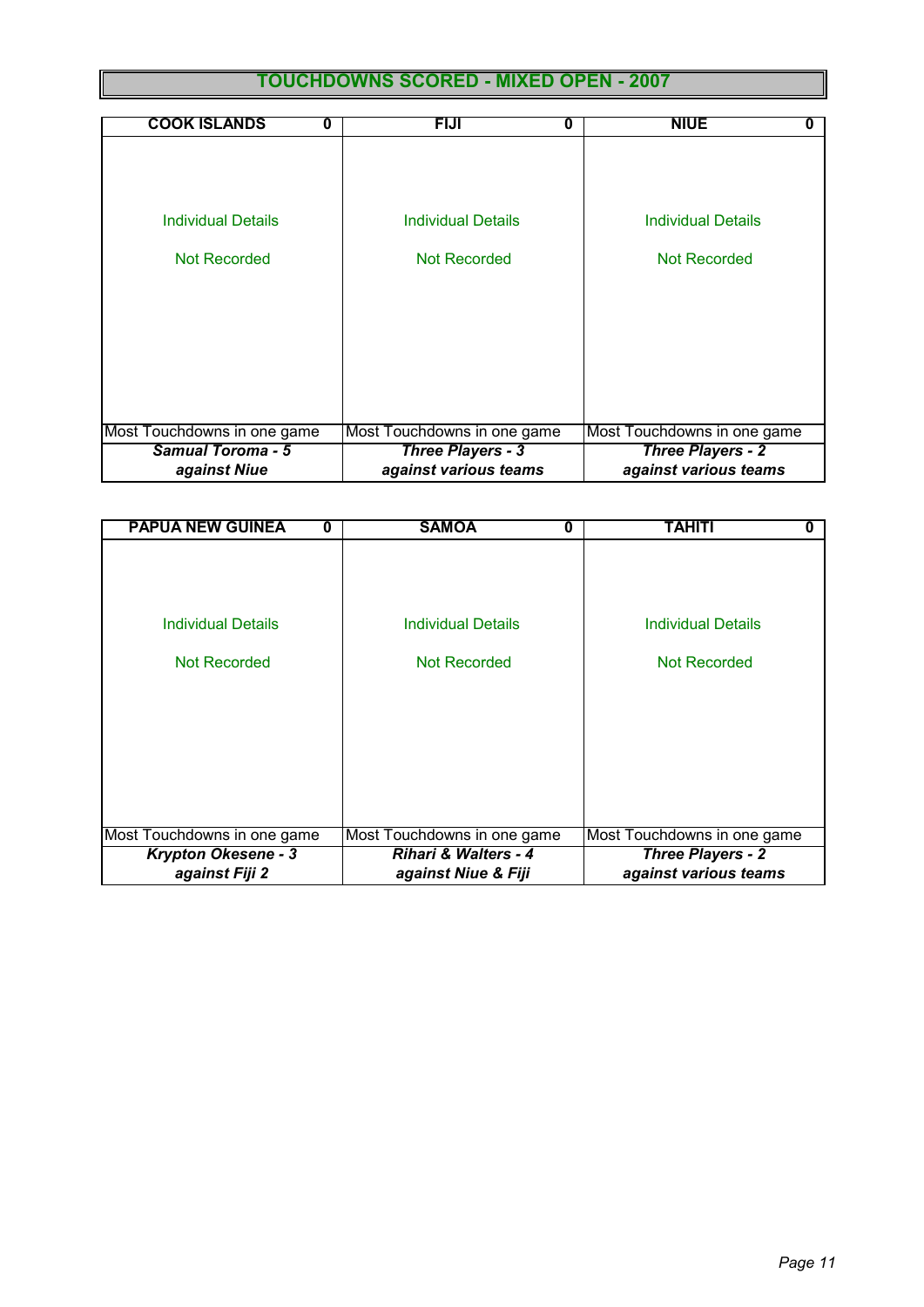# TOUCHDOWNS SCORED - MIXED OPEN - 2007

| COOK ISLANDS 0 | FIJI 0 | NIUE 0 |
|---|---|---|
| Individual Details Not Recorded | Individual Details Not Recorded | Individual Details Not Recorded |
| Most Touchdowns in one game | Most Touchdowns in one game | Most Touchdowns in one game |
| ***Samual Toroma - 5 against Niue*** | ***Three Players - 3 against various teams*** | ***Three Players - 2 against various teams*** |

| PAPUA NEW GUINEA 0 | SAMOA 0 | TAHITI 0 |
|---|---|---|
| Individual Details Not Recorded | Individual Details Not Recorded | Individual Details Not Recorded |
| Most Touchdowns in one game | Most Touchdowns in one game | Most Touchdowns in one game |
| ***Krypton Okesene - 3 against Fiji 2*** | ***Rihari & Walters - 4 against Niue & Fiji*** | ***Three Players - 2 against various teams*** |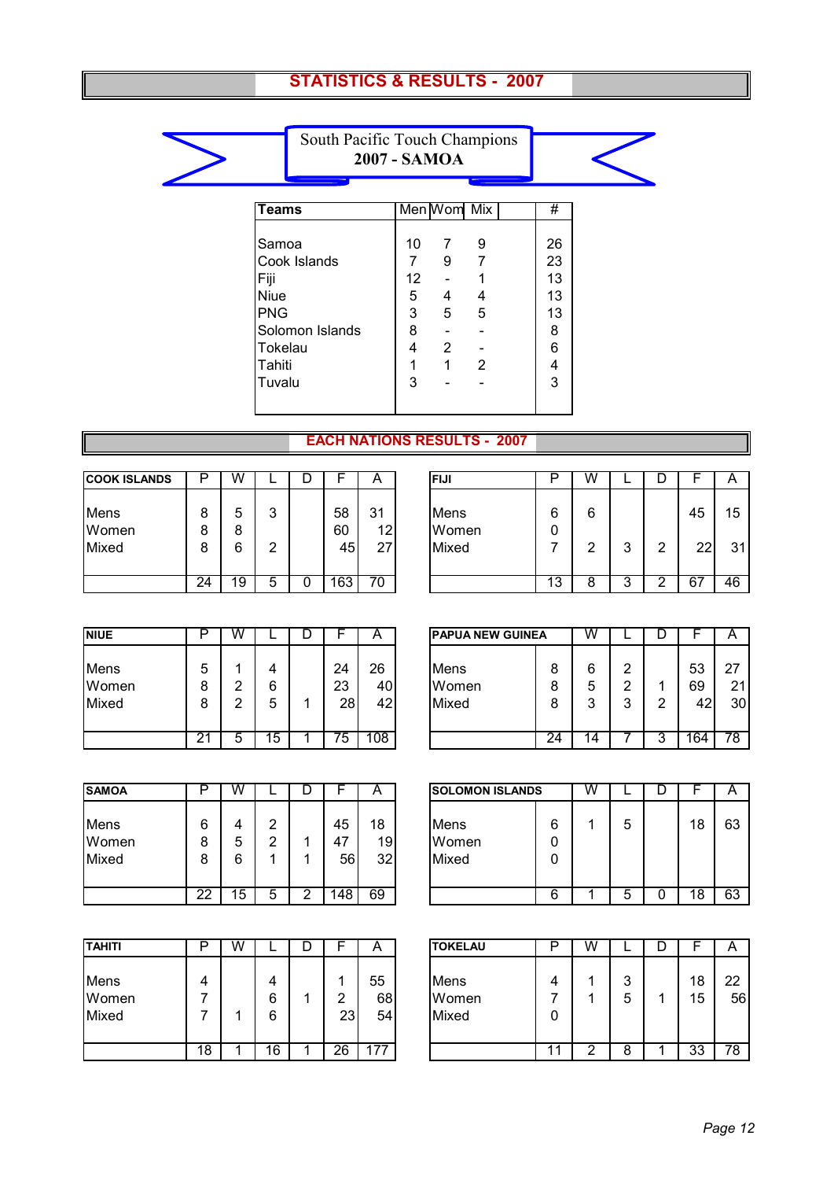# STATISTICS & RESULTS - 2007

**South Pacific Touch Champions**
**2007 - SAMOA**

| Teams | Men | Wom | Mix | | # |
|---|---|---|---|---|---|
| Samoa | 10 | 7 | 9 | | 26 |
| Cook Islands | 7 | 9 | 7 | | 23 |
| Fiji | 12 | - | 1 | | 13 |
| Niue | 5 | 4 | 4 | | 13 |
| PNG | 3 | 5 | 5 | | 13 |
| Solomon Islands | 8 | - | - | | 8 |
| Tokelau | 4 | 2 | - | | 6 |
| Tahiti | 1 | 1 | 2 | | 4 |
| Tuvalu | 3 | - | - | | 3 |

## EACH NATIONS RESULTS - 2007

| COOK ISLANDS | P | W | L | D | F | A |
|---|---|---|---|---|---|---|
| Mens | 8 | 5 | 3 | | 58 | 31 |
| Women | 8 | 8 | | | 60 | 12 |
| Mixed | 8 | 6 | 2 | | 45 | 27 |
| | 24 | 19 | 5 | 0 | 163 | 70 |

| FIJI | P | W | L | D | F | A |
|---|---|---|---|---|---|---|
| Mens | 6 | 6 | | | 45 | 15 |
| Women | 0 | | | | | |
| Mixed | 7 | 2 | 3 | 2 | 22 | 31 |
| | 13 | 8 | 3 | 2 | 67 | 46 |

| NIUE | P | W | L | D | F | A |
|---|---|---|---|---|---|---|
| Mens | 5 | 1 | 4 | | 24 | 26 |
| Women | 8 | 2 | 6 | | 23 | 40 |
| Mixed | 8 | 2 | 5 | 1 | 28 | 42 |
| | 21 | 5 | 15 | 1 | 75 | 108 |

| PAPUA NEW GUINEA | | W | L | D | F | A |
|---|---|---|---|---|---|---|
| Mens | 8 | 6 | 2 | | 53 | 27 |
| Women | 8 | 5 | 2 | 1 | 69 | 21 |
| Mixed | 8 | 3 | 3 | 2 | 42 | 30 |
| | 24 | 14 | 7 | 3 | 164 | 78 |

| SAMOA | P | W | L | D | F | A |
|---|---|---|---|---|---|---|
| Mens | 6 | 4 | 2 | | 45 | 18 |
| Women | 8 | 5 | 2 | 1 | 47 | 19 |
| Mixed | 8 | 6 | 1 | 1 | 56 | 32 |
| | 22 | 15 | 5 | 2 | 148 | 69 |

| SOLOMON ISLANDS | | W | L | D | F | A |
|---|---|---|---|---|---|---|
| Mens | 6 | 1 | 5 | | 18 | 63 |
| Women | 0 | | | | | |
| Mixed | 0 | | | | | |
| | 6 | 1 | 5 | 0 | 18 | 63 |

| TAHITI | P | W | L | D | F | A |
|---|---|---|---|---|---|---|
| Mens | 4 | | 4 | | 1 | 55 |
| Women | 7 | | 6 | 1 | 2 | 68 |
| Mixed | 7 | 1 | 6 | | 23 | 54 |
| | 18 | 1 | 16 | 1 | 26 | 177 |

| TOKELAU | P | W | L | D | F | A |
|---|---|---|---|---|---|---|
| Mens | 4 | 1 | 3 | | 18 | 22 |
| Women | 7 | 1 | 5 | 1 | 15 | 56 |
| Mixed | 0 | | | | | |
| | 11 | 2 | 8 | 1 | 33 | 78 |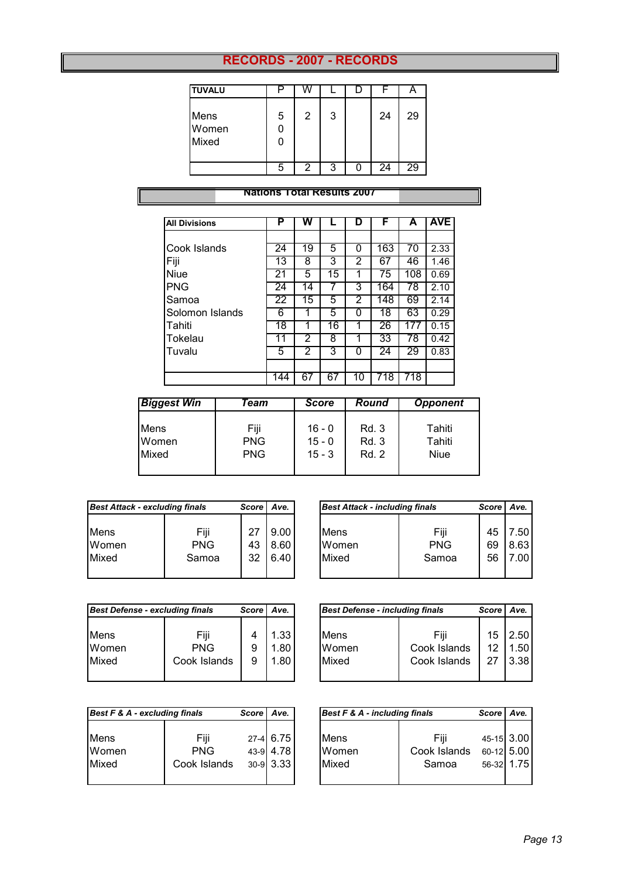# RECORDS - 2007 - RECORDS

| TUVALU | P | W | L | D | F | A |
|---|---|---|---|---|---|---|
| Mens | 5 | 2 | 3 | | 24 | 29 |
| Women | 0 | | | | | |
| Mixed | 0 | | | | | |
| | 5 | 2 | 3 | 0 | 24 | 29 |

## Nations Total Results 2007

| All Divisions | P | W | L | D | F | A | AVE |
|---|---|---|---|---|---|---|---|
| Cook Islands | 24 | 19 | 5 | 0 | 163 | 70 | 2.33 |
| Fiji | 13 | 8 | 3 | 2 | 67 | 46 | 1.46 |
| Niue | 21 | 5 | 15 | 1 | 75 | 108 | 0.69 |
| PNG | 24 | 14 | 7 | 3 | 164 | 78 | 2.10 |
| Samoa | 22 | 15 | 5 | 2 | 148 | 69 | 2.14 |
| Solomon Islands | 6 | 1 | 5 | 0 | 18 | 63 | 0.29 |
| Tahiti | 18 | 1 | 16 | 1 | 26 | 177 | 0.15 |
| Tokelau | 11 | 2 | 8 | 1 | 33 | 78 | 0.42 |
| Tuvalu | 5 | 2 | 3 | 0 | 24 | 29 | 0.83 |
| | 144 | 67 | 67 | 10 | 718 | 718 | |

| *Biggest Win* | *Team* | *Score* | *Round* | *Opponent* |
|---|---|---|---|---|
| Mens | Fiji | 16 - 0 | Rd. 3 | Tahiti |
| Women | PNG | 15 - 0 | Rd. 3 | Tahiti |
| Mixed | PNG | 15 - 3 | Rd. 2 | Niue |

| *Best Attack - excluding finals* | | *Score* | *Ave.* |
|---|---|---|---|
| Mens | Fiji | 27 | 9.00 |
| Women | PNG | 43 | 8.60 |
| Mixed | Samoa | 32 | 6.40 |

| *Best Attack - including finals* | | *Score* | *Ave.* |
|---|---|---|---|
| Mens | Fiji | 45 | 7.50 |
| Women | PNG | 69 | 8.63 |
| Mixed | Samoa | 56 | 7.00 |

| *Best Defense - excluding finals* | | *Score* | *Ave.* |
|---|---|---|---|
| Mens | Fiji | 4 | 1.33 |
| Women | PNG | 9 | 1.80 |
| Mixed | Cook Islands | 9 | 1.80 |

| *Best Defense - including finals* | | *Score* | *Ave.* |
|---|---|---|---|
| Mens | Fiji | 15 | 2.50 |
| Women | Cook Islands | 12 | 1.50 |
| Mixed | Cook Islands | 27 | 3.38 |

| *Best F & A - excluding finals* | | *Score* | *Ave.* |
|---|---|---|---|
| Mens | Fiji | 27-4 | 6.75 |
| Women | PNG | 43-9 | 4.78 |
| Mixed | Cook Islands | 30-9 | 3.33 |

| *Best F & A - including finals* | | *Score* | *Ave.* |
|---|---|---|---|
| Mens | Fiji | 45-15 | 3.00 |
| Women | Cook Islands | 60-12 | 5.00 |
| Mixed | Samoa | 56-32 | 1.75 |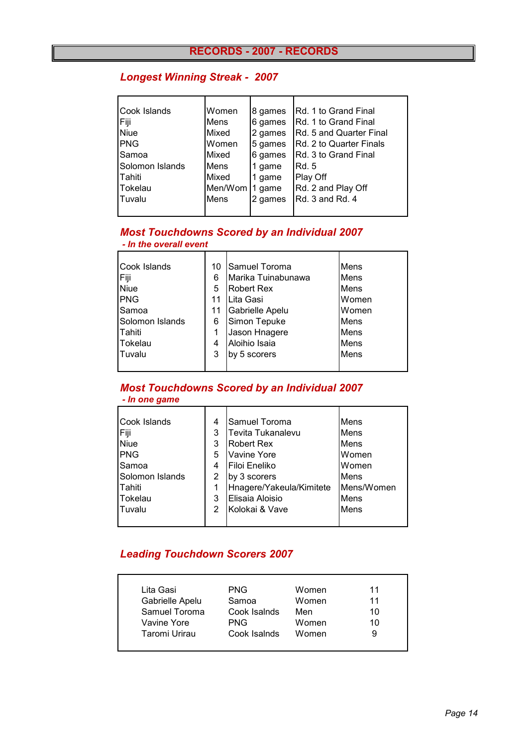# RECORDS - 2007 - RECORDS

## *Longest Winning Streak - 2007*

| | | | |
|---|---|---|---|
| Cook Islands | Women | 8 games | Rd. 1 to Grand Final |
| Fiji | Mens | 6 games | Rd. 1 to Grand Final |
| Niue | Mixed | 2 games | Rd. 5 and Quarter Final |
| PNG | Women | 5 games | Rd. 2 to Quarter Finals |
| Samoa | Mixed | 6 games | Rd. 3 to Grand Final |
| Solomon Islands | Mens | 1 game | Rd. 5 |
| Tahiti | Mixed | 1 game | Play Off |
| Tokelau | Men/Wom | 1 game | Rd. 2 and Play Off |
| Tuvalu | Mens | 2 games | Rd. 3 and Rd. 4 |

## *Most Touchdowns Scored by an Individual 2007*

***- In the overall event***

| | | | |
|---|---|---|---|
| Cook Islands | 10 | Samuel Toroma | Mens |
| Fiji | 6 | Marika Tuinabunawa | Mens |
| Niue | 5 | Robert Rex | Mens |
| PNG | 11 | Lita Gasi | Women |
| Samoa | 11 | Gabrielle Apelu | Women |
| Solomon Islands | 6 | Simon Tepuke | Mens |
| Tahiti | 1 | Jason Hnagere | Mens |
| Tokelau | 4 | Aloihio Isaia | Mens |
| Tuvalu | 3 | by 5 scorers | Mens |

## *Most Touchdowns Scored by an Individual 2007*

***- In one game***

| | | | |
|---|---|---|---|
| Cook Islands | 4 | Samuel Toroma | Mens |
| Fiji | 3 | Tevita Tukanalevu | Mens |
| Niue | 3 | Robert Rex | Mens |
| PNG | 5 | Vavine Yore | Women |
| Samoa | 4 | Filoi Eneliko | Women |
| Solomon Islands | 2 | by 3 scorers | Mens |
| Tahiti | 1 | Hnagere/Yakeula/Kimitete | Mens/Women |
| Tokelau | 3 | Elisaia Aloisio | Mens |
| Tuvalu | 2 | Kolokai & Vave | Mens |

## *Leading Touchdown Scorers 2007*

| | | | |
|---|---|---|---|
| Lita Gasi | PNG | Women | 11 |
| Gabrielle Apelu | Samoa | Women | 11 |
| Samuel Toroma | Cook Isalnds | Men | 10 |
| Vavine Yore | PNG | Women | 10 |
| Taromi Urirau | Cook Isalnds | Women | 9 |